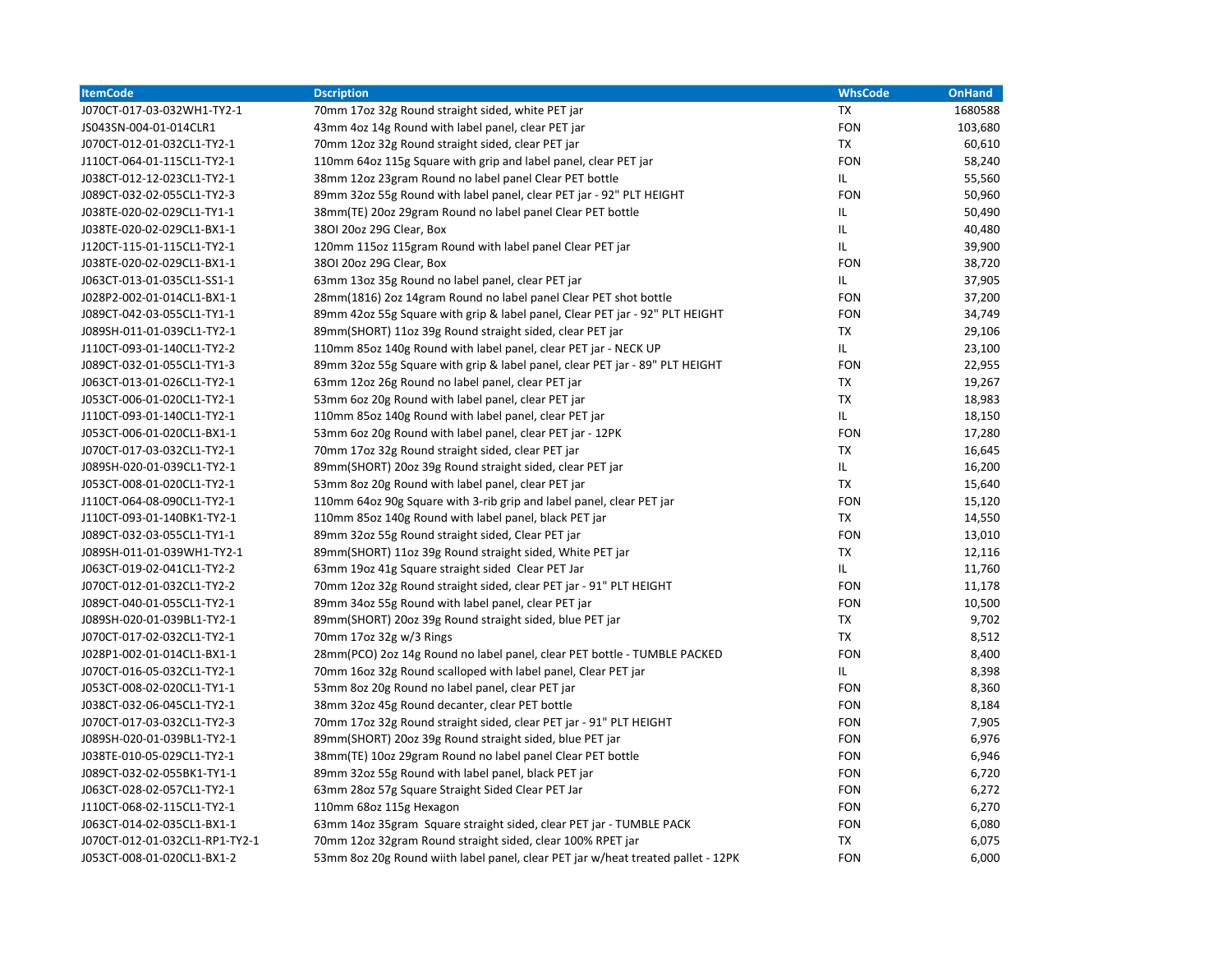| ItemCode | Dscription | WhsCode | OnHand |
|---|---|---|---|
| J070CT-017-03-032WH1-TY2-1 | 70mm 17oz 32g Round straight sided, white PET jar | TX | 1680588 |
| JS043SN-004-01-014CLR1 | 43mm 4oz 14g Round with label panel, clear PET jar | FON | 103,680 |
| J070CT-012-01-032CL1-TY2-1 | 70mm 12oz 32g Round straight sided, clear PET jar | TX | 60,610 |
| J110CT-064-01-115CL1-TY2-1 | 110mm 64oz 115g Square with grip and label panel, clear PET jar | FON | 58,240 |
| J038CT-012-12-023CL1-TY2-1 | 38mm 12oz 23gram Round no label panel Clear PET bottle | IL | 55,560 |
| J089CT-032-02-055CL1-TY2-3 | 89mm 32oz 55g Round with label panel, clear PET jar - 92" PLT HEIGHT | FON | 50,960 |
| J038TE-020-02-029CL1-TY1-1 | 38mm(TE) 20oz 29gram Round no label panel Clear PET bottle | IL | 50,490 |
| J038TE-020-02-029CL1-BX1-1 | 38OI 20oz 29G Clear, Box | IL | 40,480 |
| J120CT-115-01-115CL1-TY2-1 | 120mm 115oz 115gram Round with label panel Clear PET jar | IL | 39,900 |
| J038TE-020-02-029CL1-BX1-1 | 38OI 20oz 29G Clear, Box | FON | 38,720 |
| J063CT-013-01-035CL1-SS1-1 | 63mm 13oz 35g Round no label panel, clear PET jar | IL | 37,905 |
| J028P2-002-01-014CL1-BX1-1 | 28mm(1816) 2oz 14gram Round no label panel Clear PET shot bottle | FON | 37,200 |
| J089CT-042-03-055CL1-TY1-1 | 89mm 42oz 55g Square with grip & label panel, Clear PET jar - 92" PLT HEIGHT | FON | 34,749 |
| J089SH-011-01-039CL1-TY2-1 | 89mm(SHORT) 11oz 39g Round straight sided, clear PET jar | TX | 29,106 |
| J110CT-093-01-140CL1-TY2-2 | 110mm 85oz 140g Round with label panel, clear PET jar - NECK UP | IL | 23,100 |
| J089CT-032-01-055CL1-TY1-3 | 89mm 32oz 55g Square with grip & label panel, clear PET jar - 89" PLT HEIGHT | FON | 22,955 |
| J063CT-013-01-026CL1-TY2-1 | 63mm 12oz 26g Round no label panel, clear PET jar | TX | 19,267 |
| J053CT-006-01-020CL1-TY2-1 | 53mm 6oz 20g Round with label panel, clear PET jar | TX | 18,983 |
| J110CT-093-01-140CL1-TY2-1 | 110mm 85oz 140g Round with label panel, clear PET jar | IL | 18,150 |
| J053CT-006-01-020CL1-BX1-1 | 53mm 6oz 20g Round with label panel, clear PET jar - 12PK | FON | 17,280 |
| J070CT-017-03-032CL1-TY2-1 | 70mm 17oz 32g Round straight sided, clear PET jar | TX | 16,645 |
| J089SH-020-01-039CL1-TY2-1 | 89mm(SHORT) 20oz 39g Round straight sided, clear PET jar | IL | 16,200 |
| J053CT-008-01-020CL1-TY2-1 | 53mm 8oz 20g Round with label panel, clear PET jar | TX | 15,640 |
| J110CT-064-08-090CL1-TY2-1 | 110mm 64oz 90g Square with 3-rib grip and label panel, clear PET jar | FON | 15,120 |
| J110CT-093-01-140BK1-TY2-1 | 110mm 85oz 140g Round with label panel, black PET jar | TX | 14,550 |
| J089CT-032-03-055CL1-TY1-1 | 89mm 32oz 55g Round straight sided, Clear PET jar | FON | 13,010 |
| J089SH-011-01-039WH1-TY2-1 | 89mm(SHORT) 11oz 39g Round straight sided, White PET jar | TX | 12,116 |
| J063CT-019-02-041CL1-TY2-2 | 63mm 19oz 41g Square straight sided Clear PET Jar | IL | 11,760 |
| J070CT-012-01-032CL1-TY2-2 | 70mm 12oz 32g Round straight sided, clear PET jar - 91" PLT HEIGHT | FON | 11,178 |
| J089CT-040-01-055CL1-TY2-1 | 89mm 34oz 55g Round with label panel, clear PET jar | FON | 10,500 |
| J089SH-020-01-039BL1-TY2-1 | 89mm(SHORT) 20oz 39g Round straight sided, blue PET jar | TX | 9,702 |
| J070CT-017-02-032CL1-TY2-1 | 70mm 17oz 32g w/3 Rings | TX | 8,512 |
| J028P1-002-01-014CL1-BX1-1 | 28mm(PCO) 2oz 14g Round no label panel, clear PET bottle - TUMBLE PACKED | FON | 8,400 |
| J070CT-016-05-032CL1-TY2-1 | 70mm 16oz 32g Round scalloped with label panel, Clear PET jar | IL | 8,398 |
| J053CT-008-02-020CL1-TY1-1 | 53mm 8oz 20g Round no label panel, clear PET jar | FON | 8,360 |
| J038CT-032-06-045CL1-TY2-1 | 38mm 32oz 45g Round decanter, clear PET bottle | FON | 8,184 |
| J070CT-017-03-032CL1-TY2-3 | 70mm 17oz 32g Round straight sided, clear PET jar - 91" PLT HEIGHT | FON | 7,905 |
| J089SH-020-01-039BL1-TY2-1 | 89mm(SHORT) 20oz 39g Round straight sided, blue PET jar | FON | 6,976 |
| J038TE-010-05-029CL1-TY2-1 | 38mm(TE) 10oz 29gram Round no label panel Clear PET bottle | FON | 6,946 |
| J089CT-032-02-055BK1-TY1-1 | 89mm 32oz 55g Round with label panel, black PET jar | FON | 6,720 |
| J063CT-028-02-057CL1-TY2-1 | 63mm 28oz 57g Square Straight Sided Clear PET Jar | FON | 6,272 |
| J110CT-068-02-115CL1-TY2-1 | 110mm 68oz 115g Hexagon | FON | 6,270 |
| J063CT-014-02-035CL1-BX1-1 | 63mm 14oz 35gram Square straight sided, clear PET jar - TUMBLE PACK | FON | 6,080 |
| J070CT-012-01-032CL1-RP1-TY2-1 | 70mm 12oz 32gram Round straight sided, clear 100% RPET jar | TX | 6,075 |
| J053CT-008-01-020CL1-BX1-2 | 53mm 8oz 20g Round wiith label panel, clear PET jar w/heat treated pallet - 12PK | FON | 6,000 |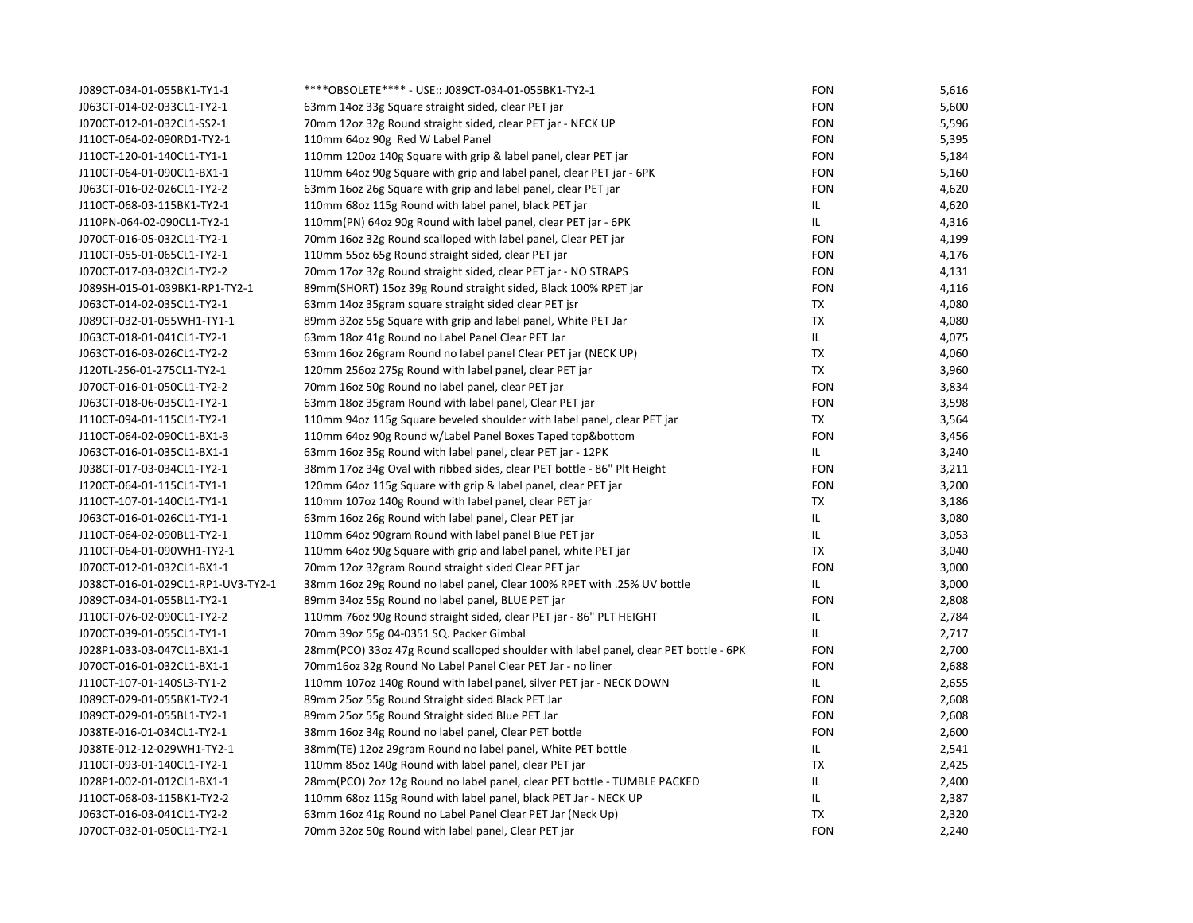| | | | |
|---|---|---|---|
| J089CT-034-01-055BK1-TY1-1 | ****OBSOLETE**** - USE:: J089CT-034-01-055BK1-TY2-1 | FON | 5,616 |
| J063CT-014-02-033CL1-TY2-1 | 63mm 14oz 33g Square straight sided, clear PET jar | FON | 5,600 |
| J070CT-012-01-032CL1-SS2-1 | 70mm 12oz 32g Round straight sided, clear PET jar - NECK UP | FON | 5,596 |
| J110CT-064-02-090RD1-TY2-1 | 110mm 64oz 90g  Red W Label Panel | FON | 5,395 |
| J110CT-120-01-140CL1-TY1-1 | 110mm 120oz 140g Square with grip & label panel, clear PET jar | FON | 5,184 |
| J110CT-064-01-090CL1-BX1-1 | 110mm 64oz 90g Square with grip and label panel, clear PET jar - 6PK | FON | 5,160 |
| J063CT-016-02-026CL1-TY2-2 | 63mm 16oz 26g Square with grip and label panel, clear PET jar | FON | 4,620 |
| J110CT-068-03-115BK1-TY2-1 | 110mm 68oz 115g Round with label panel, black PET jar | IL | 4,620 |
| J110PN-064-02-090CL1-TY2-1 | 110mm(PN) 64oz 90g Round with label panel, clear PET jar - 6PK | IL | 4,316 |
| J070CT-016-05-032CL1-TY2-1 | 70mm 16oz 32g Round scalloped with label panel, Clear PET jar | FON | 4,199 |
| J110CT-055-01-065CL1-TY2-1 | 110mm 55oz 65g Round straight sided, clear PET jar | FON | 4,176 |
| J070CT-017-03-032CL1-TY2-2 | 70mm 17oz 32g Round straight sided, clear PET jar - NO STRAPS | FON | 4,131 |
| J089SH-015-01-039BK1-RP1-TY2-1 | 89mm(SHORT) 15oz 39g Round straight sided, Black 100% RPET jar | FON | 4,116 |
| J063CT-014-02-035CL1-TY2-1 | 63mm 14oz 35gram square straight sided clear PET jsr | TX | 4,080 |
| J089CT-032-01-055WH1-TY1-1 | 89mm 32oz 55g Square with grip and label panel, White PET Jar | TX | 4,080 |
| J063CT-018-01-041CL1-TY2-1 | 63mm 18oz 41g Round no Label Panel Clear PET Jar | IL | 4,075 |
| J063CT-016-03-026CL1-TY2-2 | 63mm 16oz 26gram Round no label panel Clear PET jar (NECK UP) | TX | 4,060 |
| J120TL-256-01-275CL1-TY2-1 | 120mm 256oz 275g Round with label panel, clear PET jar | TX | 3,960 |
| J070CT-016-01-050CL1-TY2-2 | 70mm 16oz 50g Round no label panel, clear PET jar | FON | 3,834 |
| J063CT-018-06-035CL1-TY2-1 | 63mm 18oz 35gram Round with label panel, Clear PET jar | FON | 3,598 |
| J110CT-094-01-115CL1-TY2-1 | 110mm 94oz 115g Square beveled shoulder with label panel, clear PET jar | TX | 3,564 |
| J110CT-064-02-090CL1-BX1-3 | 110mm 64oz 90g Round w/Label Panel Boxes Taped top&bottom | FON | 3,456 |
| J063CT-016-01-035CL1-BX1-1 | 63mm 16oz 35g Round with label panel, clear PET jar - 12PK | IL | 3,240 |
| J038CT-017-03-034CL1-TY2-1 | 38mm 17oz 34g Oval with ribbed sides, clear PET bottle - 86" Plt Height | FON | 3,211 |
| J120CT-064-01-115CL1-TY1-1 | 120mm 64oz 115g Square with grip & label panel, clear PET jar | FON | 3,200 |
| J110CT-107-01-140CL1-TY1-1 | 110mm 107oz 140g Round with label panel, clear PET jar | TX | 3,186 |
| J063CT-016-01-026CL1-TY1-1 | 63mm 16oz 26g Round with label panel, Clear PET jar | IL | 3,080 |
| J110CT-064-02-090BL1-TY2-1 | 110mm 64oz 90gram Round with label panel Blue PET jar | IL | 3,053 |
| J110CT-064-01-090WH1-TY2-1 | 110mm 64oz 90g Square with grip and label panel, white PET jar | TX | 3,040 |
| J070CT-012-01-032CL1-BX1-1 | 70mm 12oz 32gram Round straight sided Clear PET jar | FON | 3,000 |
| J038CT-016-01-029CL1-RP1-UV3-TY2-1 | 38mm 16oz 29g Round no label panel, Clear 100% RPET with .25% UV bottle | IL | 3,000 |
| J089CT-034-01-055BL1-TY2-1 | 89mm 34oz 55g Round no label panel, BLUE PET jar | FON | 2,808 |
| J110CT-076-02-090CL1-TY2-2 | 110mm 76oz 90g Round straight sided, clear PET jar - 86" PLT HEIGHT | IL | 2,784 |
| J070CT-039-01-055CL1-TY1-1 | 70mm 39oz 55g 04-0351 SQ. Packer Gimbal | IL | 2,717 |
| J028P1-033-03-047CL1-BX1-1 | 28mm(PCO) 33oz 47g Round scalloped shoulder with label panel, clear PET bottle - 6PK | FON | 2,700 |
| J070CT-016-01-032CL1-BX1-1 | 70mm16oz 32g Round No Label Panel Clear PET Jar - no liner | FON | 2,688 |
| J110CT-107-01-140SL3-TY1-2 | 110mm 107oz 140g Round with label panel, silver PET jar - NECK DOWN | IL | 2,655 |
| J089CT-029-01-055BK1-TY2-1 | 89mm 25oz 55g Round Straight sided Black PET Jar | FON | 2,608 |
| J089CT-029-01-055BL1-TY2-1 | 89mm 25oz 55g Round Straight sided Blue PET Jar | FON | 2,608 |
| J038TE-016-01-034CL1-TY2-1 | 38mm 16oz 34g Round no label panel, Clear PET bottle | FON | 2,600 |
| J038TE-012-12-029WH1-TY2-1 | 38mm(TE) 12oz 29gram Round no label panel, White PET bottle | IL | 2,541 |
| J110CT-093-01-140CL1-TY2-1 | 110mm 85oz 140g Round with label panel, clear PET jar | TX | 2,425 |
| J028P1-002-01-012CL1-BX1-1 | 28mm(PCO) 2oz 12g Round no label panel, clear PET bottle - TUMBLE PACKED | IL | 2,400 |
| J110CT-068-03-115BK1-TY2-2 | 110mm 68oz 115g Round with label panel, black PET Jar - NECK UP | IL | 2,387 |
| J063CT-016-03-041CL1-TY2-2 | 63mm 16oz 41g Round no Label Panel Clear PET Jar (Neck Up) | TX | 2,320 |
| J070CT-032-01-050CL1-TY2-1 | 70mm 32oz 50g Round with label panel, Clear PET jar | FON | 2,240 |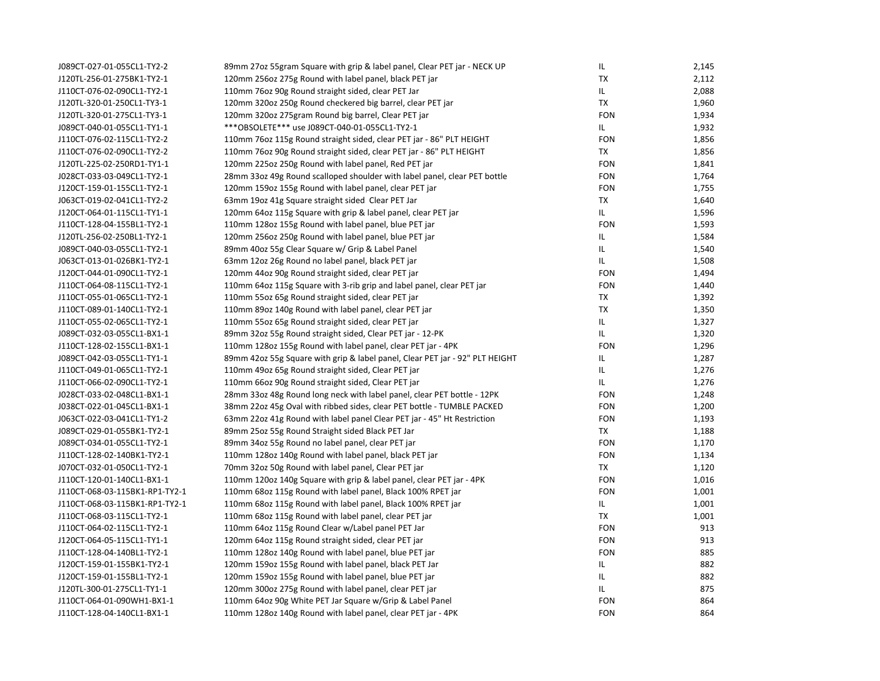| | | | |
|---|---|---|---|
| J089CT-027-01-055CL1-TY2-2 | 89mm 27oz 55gram Square with grip & label panel, Clear PET jar - NECK UP | IL | 2,145 |
| J120TL-256-01-275BK1-TY2-1 | 120mm 256oz 275g Round with label panel, black PET jar | TX | 2,112 |
| J110CT-076-02-090CL1-TY2-1 | 110mm 76oz 90g Round straight sided, clear PET Jar | IL | 2,088 |
| J120TL-320-01-250CL1-TY3-1 | 120mm 320oz 250g Round checkered big barrel, clear PET jar | TX | 1,960 |
| J120TL-320-01-275CL1-TY3-1 | 120mm 320oz 275gram Round big barrel, Clear PET jar | FON | 1,934 |
| J089CT-040-01-055CL1-TY1-1 | ***OBSOLETE*** use J089CT-040-01-055CL1-TY2-1 | IL | 1,932 |
| J110CT-076-02-115CL1-TY2-2 | 110mm 76oz 115g Round straight sided, clear PET jar - 86" PLT HEIGHT | FON | 1,856 |
| J110CT-076-02-090CL1-TY2-2 | 110mm 76oz 90g Round straight sided, clear PET jar - 86" PLT HEIGHT | TX | 1,856 |
| J120TL-225-02-250RD1-TY1-1 | 120mm 225oz 250g Round with label panel, Red PET jar | FON | 1,841 |
| J028CT-033-03-049CL1-TY2-1 | 28mm 33oz 49g Round scalloped shoulder with label panel, clear PET bottle | FON | 1,764 |
| J120CT-159-01-155CL1-TY2-1 | 120mm 159oz 155g Round with label panel, clear PET jar | FON | 1,755 |
| J063CT-019-02-041CL1-TY2-2 | 63mm 19oz 41g Square straight sided Clear PET Jar | TX | 1,640 |
| J120CT-064-01-115CL1-TY1-1 | 120mm 64oz 115g Square with grip & label panel, clear PET jar | IL | 1,596 |
| J110CT-128-04-155BL1-TY2-1 | 110mm 128oz 155g Round with label panel, blue PET jar | FON | 1,593 |
| J120TL-256-02-250BL1-TY2-1 | 120mm 256oz 250g Round with label panel, blue PET jar | IL | 1,584 |
| J089CT-040-03-055CL1-TY2-1 | 89mm 40oz 55g Clear Square w/ Grip & Label Panel | IL | 1,540 |
| J063CT-013-01-026BK1-TY2-1 | 63mm 12oz 26g Round no label panel, black PET jar | IL | 1,508 |
| J120CT-044-01-090CL1-TY2-1 | 120mm 44oz 90g Round straight sided, clear PET jar | FON | 1,494 |
| J110CT-064-08-115CL1-TY2-1 | 110mm 64oz 115g Square with 3-rib grip and label panel, clear PET jar | FON | 1,440 |
| J110CT-055-01-065CL1-TY2-1 | 110mm 55oz 65g Round straight sided, clear PET jar | TX | 1,392 |
| J110CT-089-01-140CL1-TY2-1 | 110mm 89oz 140g Round with label panel, clear PET jar | TX | 1,350 |
| J110CT-055-02-065CL1-TY2-1 | 110mm 55oz 65g Round straight sided, clear PET jar | IL | 1,327 |
| J089CT-032-03-055CL1-BX1-1 | 89mm 32oz 55g Round straight sided, Clear PET jar - 12-PK | IL | 1,320 |
| J110CT-128-02-155CL1-BX1-1 | 110mm 128oz 155g Round with label panel, clear PET jar - 4PK | FON | 1,296 |
| J089CT-042-03-055CL1-TY1-1 | 89mm 42oz 55g Square with grip & label panel, Clear PET jar - 92" PLT HEIGHT | IL | 1,287 |
| J110CT-049-01-065CL1-TY2-1 | 110mm 49oz 65g Round straight sided, Clear PET jar | IL | 1,276 |
| J110CT-066-02-090CL1-TY2-1 | 110mm 66oz 90g Round straight sided, Clear PET jar | IL | 1,276 |
| J028CT-033-02-048CL1-BX1-1 | 28mm 33oz 48g Round long neck with label panel, clear PET bottle - 12PK | FON | 1,248 |
| J038CT-022-01-045CL1-BX1-1 | 38mm 22oz 45g Oval with ribbed sides, clear PET bottle - TUMBLE PACKED | FON | 1,200 |
| J063CT-022-03-041CL1-TY1-2 | 63mm 22oz 41g Round with label panel Clear PET jar - 45" Ht Restriction | FON | 1,193 |
| J089CT-029-01-055BK1-TY2-1 | 89mm 25oz 55g Round Straight sided Black PET Jar | TX | 1,188 |
| J089CT-034-01-055CL1-TY2-1 | 89mm 34oz 55g Round no label panel, clear PET jar | FON | 1,170 |
| J110CT-128-02-140BK1-TY2-1 | 110mm 128oz 140g Round with label panel, black PET jar | FON | 1,134 |
| J070CT-032-01-050CL1-TY2-1 | 70mm 32oz 50g Round with label panel, Clear PET jar | TX | 1,120 |
| J110CT-120-01-140CL1-BX1-1 | 110mm 120oz 140g Square with grip & label panel, clear PET jar - 4PK | FON | 1,016 |
| J110CT-068-03-115BK1-RP1-TY2-1 | 110mm 68oz 115g Round with label panel, Black 100% RPET jar | FON | 1,001 |
| J110CT-068-03-115BK1-RP1-TY2-1 | 110mm 68oz 115g Round with label panel, Black 100% RPET jar | IL | 1,001 |
| J110CT-068-03-115CL1-TY2-1 | 110mm 68oz 115g Round with label panel, clear PET jar | TX | 1,001 |
| J110CT-064-02-115CL1-TY2-1 | 110mm 64oz 115g Round Clear w/Label panel PET Jar | FON | 913 |
| J120CT-064-05-115CL1-TY1-1 | 120mm 64oz 115g Round straight sided, clear PET jar | FON | 913 |
| J110CT-128-04-140BL1-TY2-1 | 110mm 128oz 140g Round with label panel, blue PET jar | FON | 885 |
| J120CT-159-01-155BK1-TY2-1 | 120mm 159oz 155g Round with label panel, black PET Jar | IL | 882 |
| J120CT-159-01-155BL1-TY2-1 | 120mm 159oz 155g Round with label panel, blue PET jar | IL | 882 |
| J120TL-300-01-275CL1-TY1-1 | 120mm 300oz 275g Round with label panel, clear PET jar | IL | 875 |
| J110CT-064-01-090WH1-BX1-1 | 110mm 64oz 90g White PET Jar Square w/Grip & Label Panel | FON | 864 |
| J110CT-128-04-140CL1-BX1-1 | 110mm 128oz 140g Round with label panel, clear PET jar - 4PK | FON | 864 |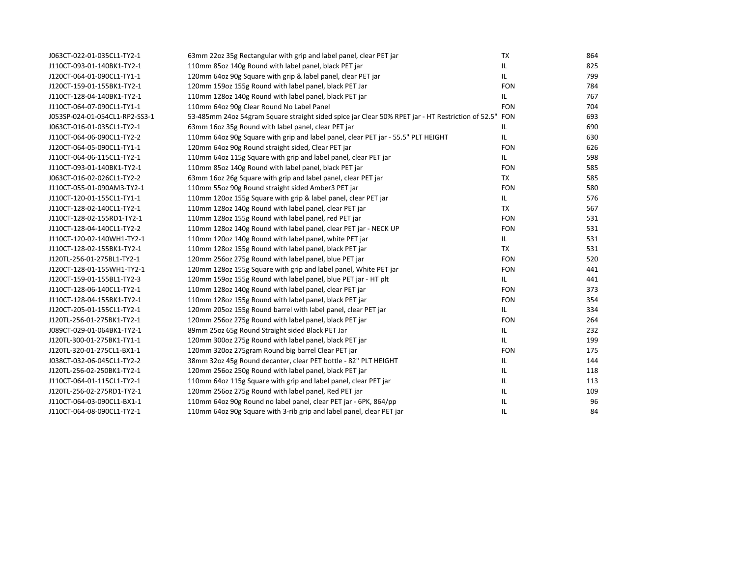| | | | |
|---|---|---|---|
| J063CT-022-01-035CL1-TY2-1 | 63mm 22oz 35g Rectangular with grip and label panel, clear PET jar | TX | 864 |
| J110CT-093-01-140BK1-TY2-1 | 110mm 85oz 140g Round with label panel, black PET jar | IL | 825 |
| J120CT-064-01-090CL1-TY1-1 | 120mm 64oz 90g Square with grip & label panel, clear PET jar | IL | 799 |
| J120CT-159-01-155BK1-TY2-1 | 120mm 159oz 155g Round with label panel, black PET Jar | FON | 784 |
| J110CT-128-04-140BK1-TY2-1 | 110mm 128oz 140g Round with label panel, black PET jar | IL | 767 |
| J110CT-064-07-090CL1-TY1-1 | 110mm 64oz 90g Clear Round No Label Panel | FON | 704 |
| J053SP-024-01-054CL1-RP2-SS3-1 | 53-485mm 24oz 54gram Square straight sided spice jar Clear 50% RPET jar - HT Restriction of 52.5" | FON | 693 |
| J063CT-016-01-035CL1-TY2-1 | 63mm 16oz 35g Round with label panel, clear PET jar | IL | 690 |
| J110CT-064-06-090CL1-TY2-2 | 110mm 64oz 90g Square with grip and label panel, clear PET jar - 55.5" PLT HEIGHT | IL | 630 |
| J120CT-064-05-090CL1-TY1-1 | 120mm 64oz 90g Round straight sided, Clear PET jar | FON | 626 |
| J110CT-064-06-115CL1-TY2-1 | 110mm 64oz 115g Square with grip and label panel, clear PET jar | IL | 598 |
| J110CT-093-01-140BK1-TY2-1 | 110mm 85oz 140g Round with label panel, black PET jar | FON | 585 |
| J063CT-016-02-026CL1-TY2-2 | 63mm 16oz 26g Square with grip and label panel, clear PET jar | TX | 585 |
| J110CT-055-01-090AM3-TY2-1 | 110mm 55oz 90g Round straight sided Amber3 PET jar | FON | 580 |
| J110CT-120-01-155CL1-TY1-1 | 110mm 120oz 155g Square with grip & label panel, clear PET jar | IL | 576 |
| J110CT-128-02-140CL1-TY2-1 | 110mm 128oz 140g Round with label panel, clear PET jar | TX | 567 |
| J110CT-128-02-155RD1-TY2-1 | 110mm 128oz 155g Round with label panel, red PET jar | FON | 531 |
| J110CT-128-04-140CL1-TY2-2 | 110mm 128oz 140g Round with label panel, clear PET jar - NECK UP | FON | 531 |
| J110CT-120-02-140WH1-TY2-1 | 110mm 120oz 140g Round with label panel, white PET jar | IL | 531 |
| J110CT-128-02-155BK1-TY2-1 | 110mm 128oz 155g Round with label panel, black PET jar | TX | 531 |
| J120TL-256-01-275BL1-TY2-1 | 120mm 256oz 275g Round with label panel, blue PET jar | FON | 520 |
| J120CT-128-01-155WH1-TY2-1 | 120mm 128oz 155g Square with grip and label panel, White PET jar | FON | 441 |
| J120CT-159-01-155BL1-TY2-3 | 120mm 159oz 155g Round with label panel, blue PET jar - HT plt | IL | 441 |
| J110CT-128-06-140CL1-TY2-1 | 110mm 128oz 140g Round with label panel, clear PET jar | FON | 373 |
| J110CT-128-04-155BK1-TY2-1 | 110mm 128oz 155g Round with label panel, black PET jar | FON | 354 |
| J120CT-205-01-155CL1-TY2-1 | 120mm 205oz 155g Round barrel with label panel, clear PET jar | IL | 334 |
| J120TL-256-01-275BK1-TY2-1 | 120mm 256oz 275g Round with label panel, black PET jar | FON | 264 |
| J089CT-029-01-064BK1-TY2-1 | 89mm 25oz 65g Round Straight sided Black PET Jar | IL | 232 |
| J120TL-300-01-275BK1-TY1-1 | 120mm 300oz 275g Round with label panel, black PET jar | IL | 199 |
| J120TL-320-01-275CL1-BX1-1 | 120mm 320oz 275gram Round big barrel Clear PET jar | FON | 175 |
| J038CT-032-06-045CL1-TY2-2 | 38mm 32oz 45g Round decanter, clear PET bottle - 82" PLT HEIGHT | IL | 144 |
| J120TL-256-02-250BK1-TY2-1 | 120mm 256oz 250g Round with label panel, black PET jar | IL | 118 |
| J110CT-064-01-115CL1-TY2-1 | 110mm 64oz 115g Square with grip and label panel, clear PET jar | IL | 113 |
| J120TL-256-02-275RD1-TY2-1 | 120mm 256oz 275g Round with label panel, Red PET jar | IL | 109 |
| J110CT-064-03-090CL1-BX1-1 | 110mm 64oz 90g Round no label panel, clear PET jar - 6PK, 864/pp | IL | 96 |
| J110CT-064-08-090CL1-TY2-1 | 110mm 64oz 90g Square with 3-rib grip and label panel, clear PET jar | IL | 84 |